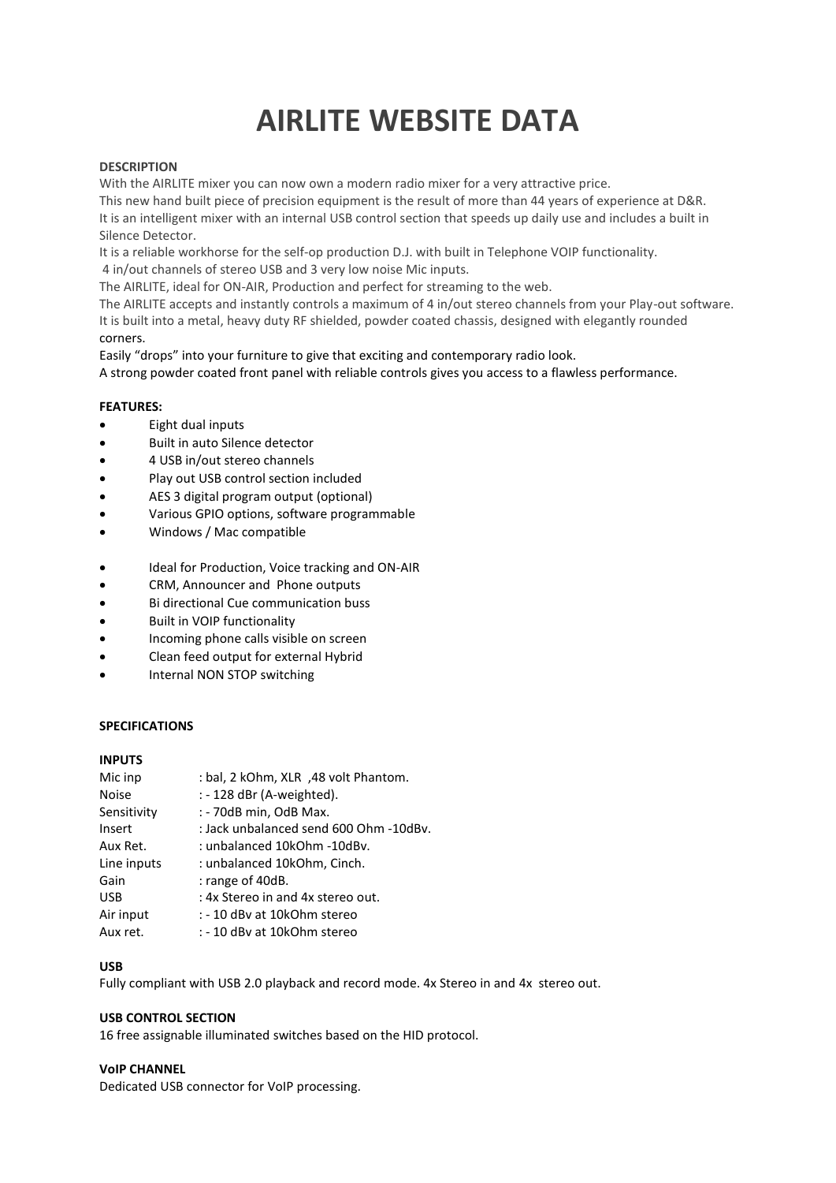# AIRLITE WEBSITE DATA

**DESCRIPTION**

With the AIRLITE mixer you can now own a modern radio mixer for a very attractive price.
This new hand built piece of precision equipment is the result of more than 44 years of experience at D&R.
It is an intelligent mixer with an internal USB control section that speeds up daily use and includes a built in Silence Detector.
It is a reliable workhorse for the self-op production D.J. with built in Telephone VOIP functionality.
4 in/out channels of stereo USB and 3 very low noise Mic inputs.
The AIRLITE, ideal for ON-AIR, Production and perfect for streaming to the web.
The AIRLITE accepts and instantly controls a maximum of 4 in/out stereo channels from your Play-out software.
It is built into a metal, heavy duty RF shielded, powder coated chassis, designed with elegantly rounded corners.
Easily "drops" into your furniture to give that exciting and contemporary radio look.
A strong powder coated front panel with reliable controls gives you access to a flawless performance.

**FEATURES:**

- Eight dual inputs
- Built in auto Silence detector
- 4 USB in/out stereo channels
- Play out USB control section included
- AES 3 digital program output (optional)
- Various GPIO options, software programmable
- Windows / Mac compatible

- Ideal for Production, Voice tracking and ON-AIR
- CRM, Announcer and Phone outputs
- Bi directional Cue communication buss
- Built in VOIP functionality
- Incoming phone calls visible on screen
- Clean feed output for external Hybrid
- Internal NON STOP switching

**SPECIFICATIONS**

**INPUTS**

| | |
|---|---|
| Mic inp | : bal, 2 kOhm, XLR ,48 volt Phantom. |
| Noise | : - 128 dBr (A-weighted). |
| Sensitivity | : - 70dB min, OdB Max. |
| Insert | : Jack unbalanced send 600 Ohm -10dBv. |
| Aux Ret. | : unbalanced 10kOhm -10dBv. |
| Line inputs | : unbalanced 10kOhm, Cinch. |
| Gain | : range of 40dB. |
| USB | : 4x Stereo in and 4x stereo out. |
| Air input | : - 10 dBv at 10kOhm stereo |
| Aux ret. | : - 10 dBv at 10kOhm stereo |

**USB**

Fully compliant with USB 2.0 playback and record mode. 4x Stereo in and 4x stereo out.

**USB CONTROL SECTION**

16 free assignable illuminated switches based on the HID protocol.

**VoIP CHANNEL**

Dedicated USB connector for VoIP processing.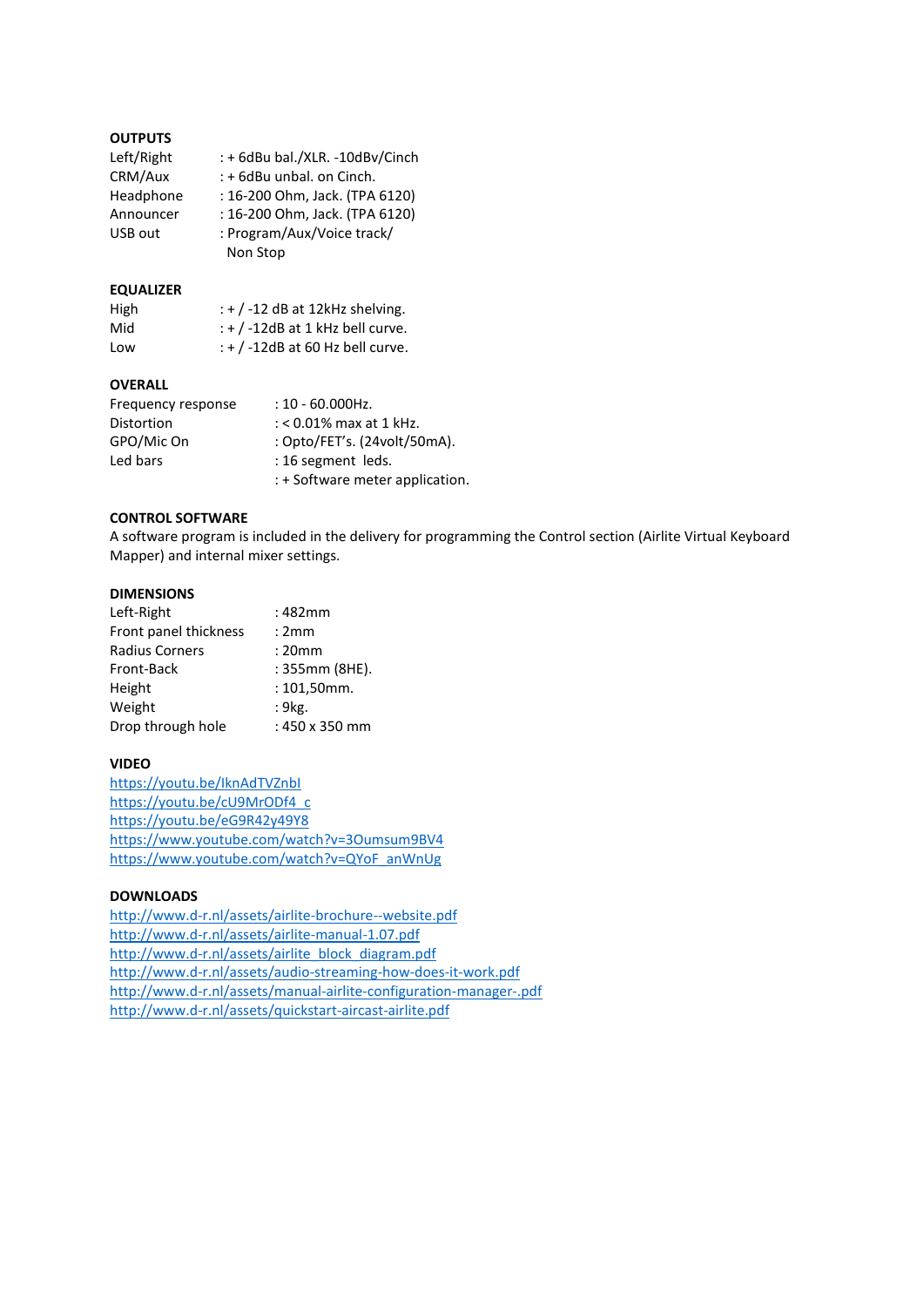**OUTPUTS**

| | |
|---|---|
| Left/Right | : + 6dBu bal./XLR. -10dBv/Cinch |
| CRM/Aux | : + 6dBu unbal. on Cinch. |
| Headphone | : 16-200 Ohm, Jack. (TPA 6120) |
| Announcer | : 16-200 Ohm, Jack. (TPA 6120) |
| USB out | : Program/Aux/Voice track/ Non Stop |

**EQUALIZER**

| | |
|---|---|
| High | : + / -12 dB at 12kHz shelving. |
| Mid | : + / -12dB at 1 kHz bell curve. |
| Low | : + / -12dB at 60 Hz bell curve. |

**OVERALL**

| | |
|---|---|
| Frequency response | : 10 - 60.000Hz. |
| Distortion | : < 0.01% max at 1 kHz. |
| GPO/Mic On | : Opto/FET's. (24volt/50mA). |
| Led bars | : 16 segment leds. |
| | : + Software meter application. |

**CONTROL SOFTWARE**

A software program is included in the delivery for programming the Control section (Airlite Virtual Keyboard Mapper) and internal mixer settings.

**DIMENSIONS**

| | |
|---|---|
| Left-Right | : 482mm |
| Front panel thickness | : 2mm |
| Radius Corners | : 20mm |
| Front-Back | : 355mm (8HE). |
| Height | : 101,50mm. |
| Weight | : 9kg. |
| Drop through hole | : 450 x 350 mm |

**VIDEO**

https://youtu.be/IknAdTVZnbI
https://youtu.be/cU9MrODf4_c
https://youtu.be/eG9R42y49Y8
https://www.youtube.com/watch?v=3Oumsum9BV4
https://www.youtube.com/watch?v=QYoF_anWnUg

**DOWNLOADS**

http://www.d-r.nl/assets/airlite-brochure--website.pdf
http://www.d-r.nl/assets/airlite-manual-1.07.pdf
http://www.d-r.nl/assets/airlite_block_diagram.pdf
http://www.d-r.nl/assets/audio-streaming-how-does-it-work.pdf
http://www.d-r.nl/assets/manual-airlite-configuration-manager-.pdf
http://www.d-r.nl/assets/quickstart-aircast-airlite.pdf